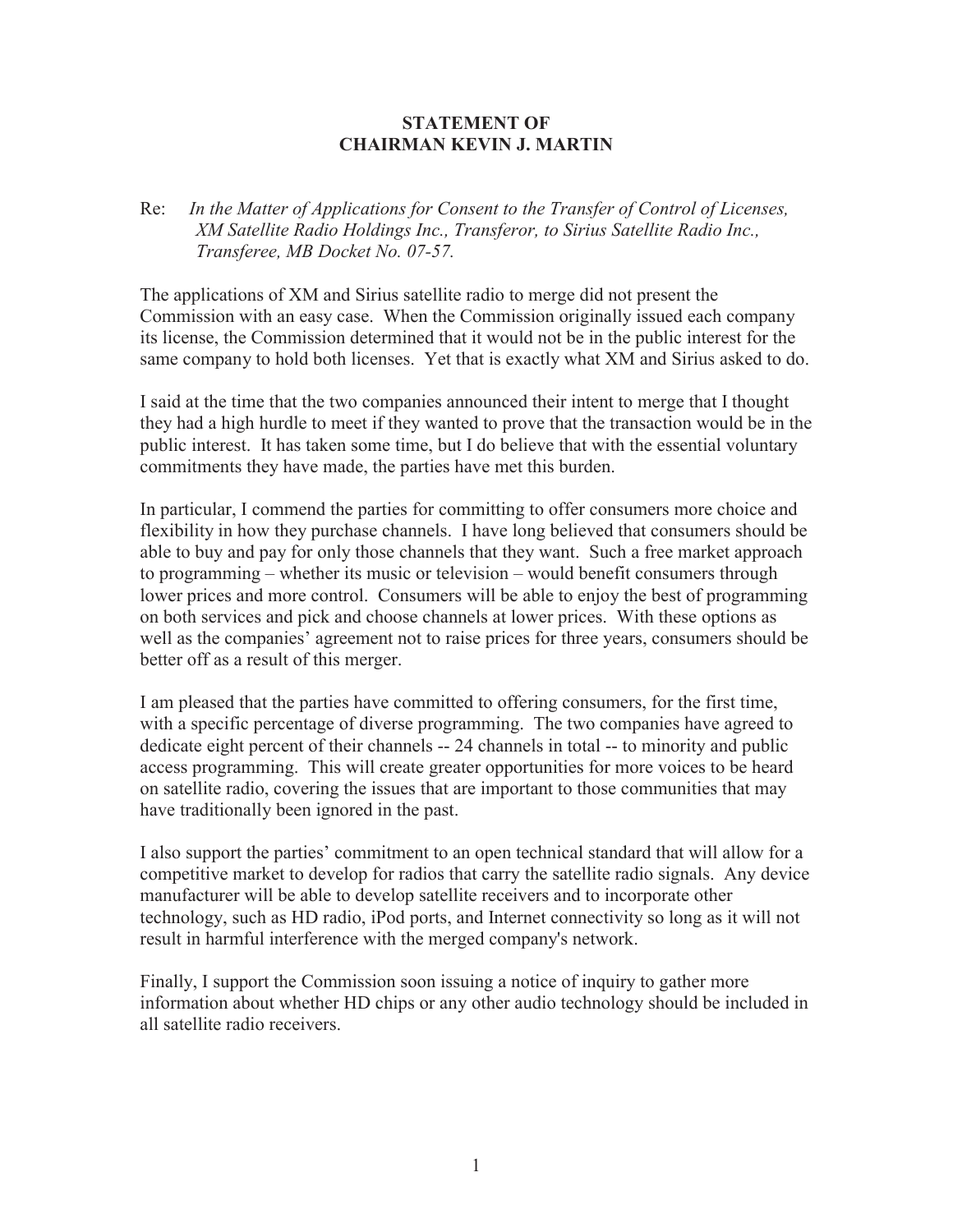# STATEMENT OF
# CHAIRMAN KEVIN J. MARTIN

Re: *In the Matter of Applications for Consent to the Transfer of Control of Licenses, XM Satellite Radio Holdings Inc., Transferor, to Sirius Satellite Radio Inc., Transferee, MB Docket No. 07-57.*

The applications of XM and Sirius satellite radio to merge did not present the Commission with an easy case. When the Commission originally issued each company its license, the Commission determined that it would not be in the public interest for the same company to hold both licenses. Yet that is exactly what XM and Sirius asked to do.

I said at the time that the two companies announced their intent to merge that I thought they had a high hurdle to meet if they wanted to prove that the transaction would be in the public interest. It has taken some time, but I do believe that with the essential voluntary commitments they have made, the parties have met this burden.

In particular, I commend the parties for committing to offer consumers more choice and flexibility in how they purchase channels. I have long believed that consumers should be able to buy and pay for only those channels that they want. Such a free market approach to programming – whether its music or television – would benefit consumers through lower prices and more control. Consumers will be able to enjoy the best of programming on both services and pick and choose channels at lower prices. With these options as well as the companies' agreement not to raise prices for three years, consumers should be better off as a result of this merger.

I am pleased that the parties have committed to offering consumers, for the first time, with a specific percentage of diverse programming. The two companies have agreed to dedicate eight percent of their channels -- 24 channels in total -- to minority and public access programming. This will create greater opportunities for more voices to be heard on satellite radio, covering the issues that are important to those communities that may have traditionally been ignored in the past.

I also support the parties' commitment to an open technical standard that will allow for a competitive market to develop for radios that carry the satellite radio signals. Any device manufacturer will be able to develop satellite receivers and to incorporate other technology, such as HD radio, iPod ports, and Internet connectivity so long as it will not result in harmful interference with the merged company's network.

Finally, I support the Commission soon issuing a notice of inquiry to gather more information about whether HD chips or any other audio technology should be included in all satellite radio receivers.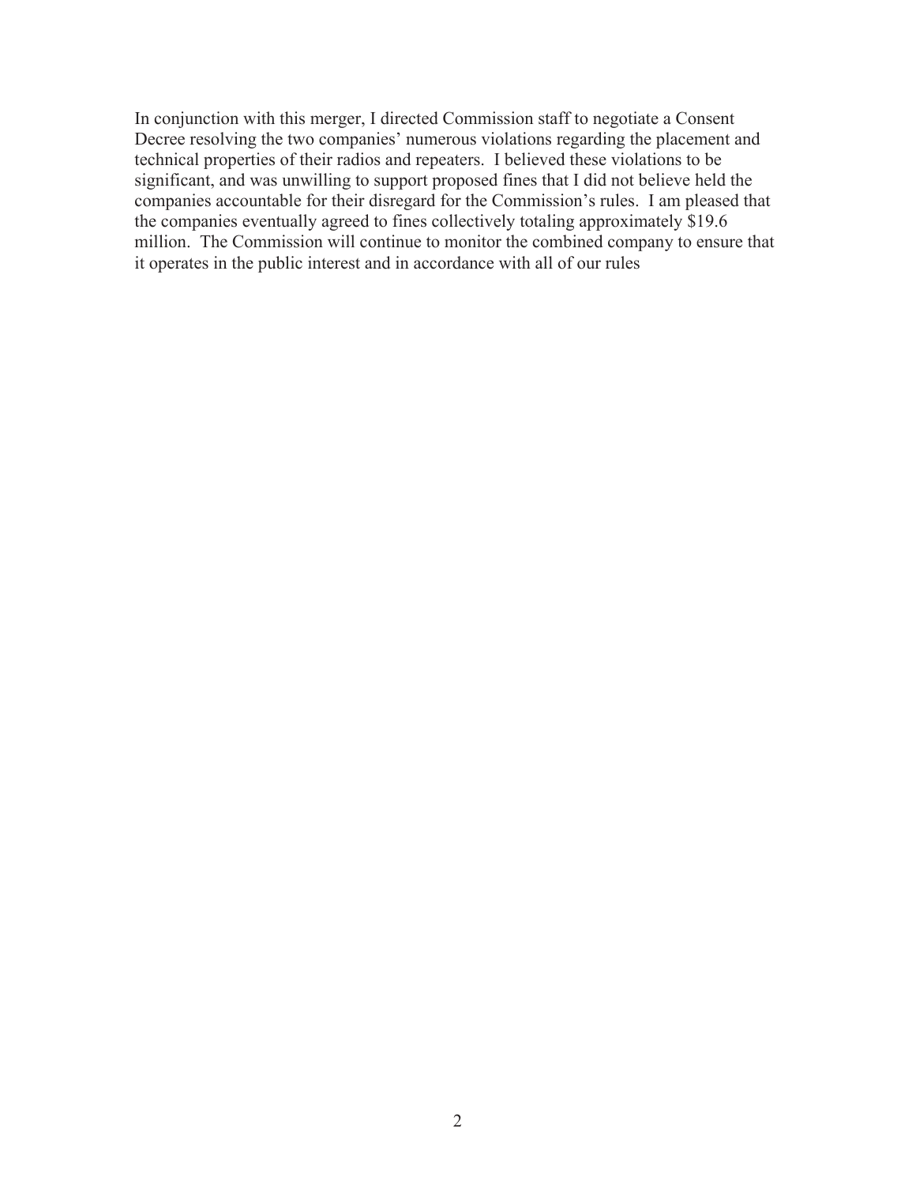In conjunction with this merger, I directed Commission staff to negotiate a Consent Decree resolving the two companies' numerous violations regarding the placement and technical properties of their radios and repeaters. I believed these violations to be significant, and was unwilling to support proposed fines that I did not believe held the companies accountable for their disregard for the Commission's rules. I am pleased that the companies eventually agreed to fines collectively totaling approximately $19.6 million. The Commission will continue to monitor the combined company to ensure that it operates in the public interest and in accordance with all of our rules